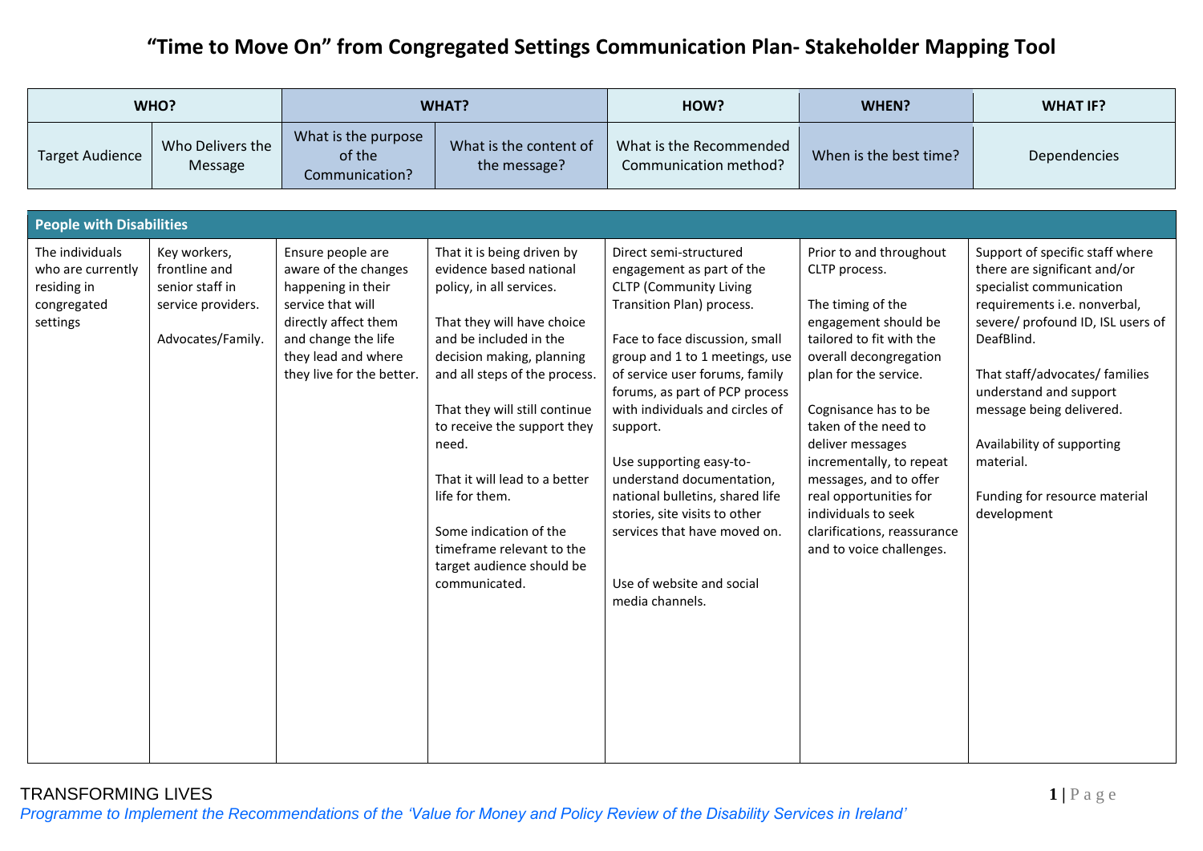# "Time to Move On" from Congregated Settings Communication Plan- Stakeholder Mapping Tool

| WHO? | | WHAT? | | HOW? | WHEN? | WHAT IF? |
|---|---|---|---|---|---|---|
| Target Audience | Who Delivers the Message | What is the purpose of the Communication? | What is the content of the message? | What is the Recommended Communication method? | When is the best time? | Dependencies |
| **People with Disabilities** | | | | | | |
| The individuals who are currently residing in congregated settings | Key workers, frontline and senior staff in service providers.<br><br>Advocates/Family. | Ensure people are aware of the changes happening in their service that will directly affect them and change the life they lead and where they live for the better. | That it is being driven by evidence based national policy, in all services.<br><br>That they will have choice and be included in the decision making, planning and all steps of the process.<br><br>That they will still continue to receive the support they need.<br><br>That it will lead to a better life for them.<br><br>Some indication of the timeframe relevant to the target audience should be communicated. | Direct semi-structured engagement as part of the CLTP (Community Living Transition Plan) process.<br><br>Face to face discussion, small group and 1 to 1 meetings, use of service user forums, family forums, as part of PCP process with individuals and circles of support.<br><br>Use supporting easy-to-understand documentation, national bulletins, shared life stories, site visits to other services that have moved on.<br><br>Use of website and social media channels. | Prior to and throughout CLTP process.<br><br>The timing of the engagement should be tailored to fit with the overall decongregation plan for the service.<br><br>Cognisance has to be taken of the need to deliver messages incrementally, to repeat messages, and to offer real opportunities for individuals to seek clarifications, reassurance and to voice challenges. | Support of specific staff where there are significant and/or specialist communication requirements i.e. nonverbal, severe/ profound ID, ISL users of DeafBlind.<br><br>That staff/advocates/ families understand and support message being delivered.<br><br>Availability of supporting material.<br><br>Funding for resource material development |

TRANSFORMING LIVES

*Programme to Implement the Recommendations of the 'Value for Money and Policy Review of the Disability Services in Ireland'*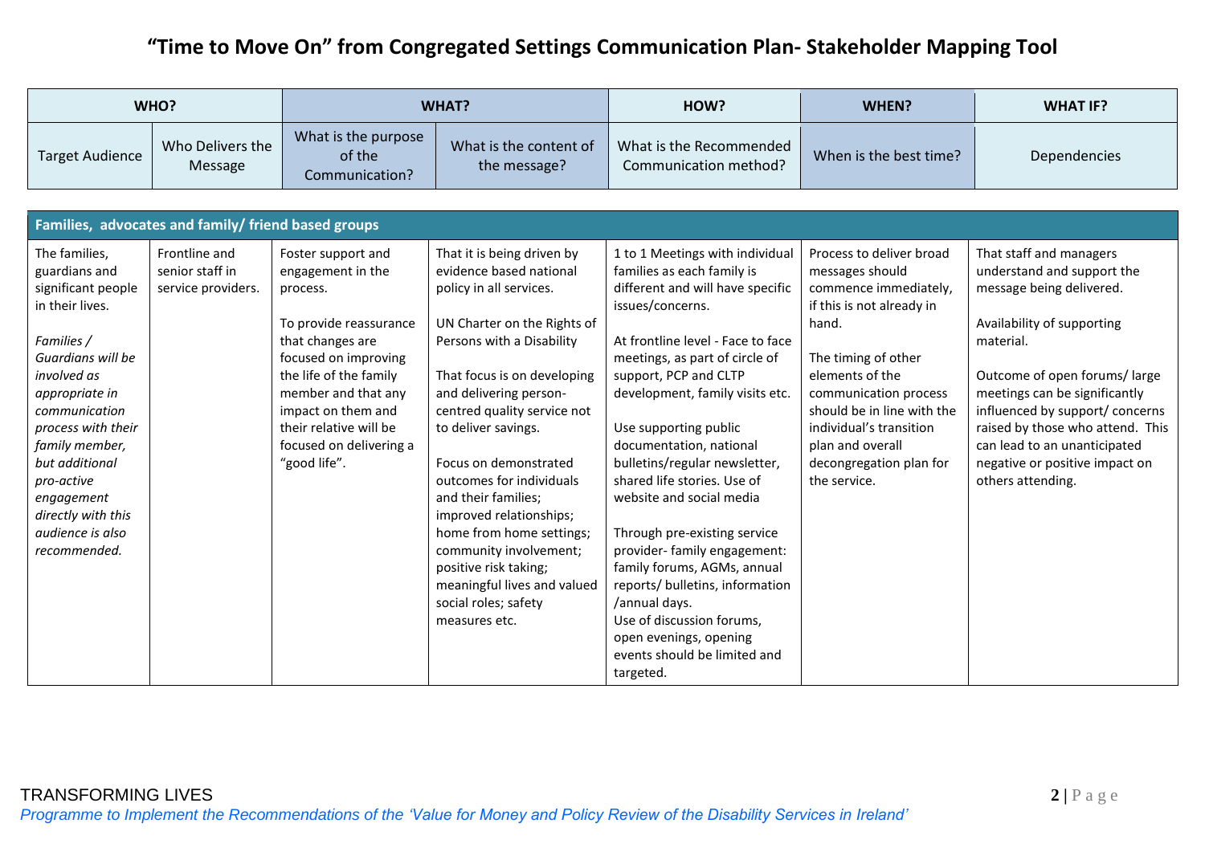# "Time to Move On" from Congregated Settings Communication Plan- Stakeholder Mapping Tool

| WHO? | | WHAT? | | HOW? | WHEN? | WHAT IF? |
|---|---|---|---|---|---|---|
| Target Audience | Who Delivers the Message | What is the purpose of the Communication? | What is the content of the message? | What is the Recommended Communication method? | When is the best time? | Dependencies |
| **Families, advocates and family/ friend based groups** | | | | | | |
| The families, guardians and significant people in their lives.<br><br>*Families / Guardians will be involved as appropriate in communication process with their family member, but additional pro-active engagement directly with this audience is also recommended.* | Frontline and senior staff in service providers. | Foster support and engagement in the process.<br><br>To provide reassurance that changes are focused on improving the life of the family member and that any impact on them and their relative will be focused on delivering a "good life". | That it is being driven by evidence based national policy in all services.<br><br>UN Charter on the Rights of Persons with a Disability<br><br>That focus is on developing and delivering person-centred quality service not to deliver savings.<br><br>Focus on demonstrated outcomes for individuals and their families; improved relationships; home from home settings; community involvement; positive risk taking; meaningful lives and valued social roles; safety measures etc. | 1 to 1 Meetings with individual families as each family is different and will have specific issues/concerns.<br><br>At frontline level - Face to face meetings, as part of circle of support, PCP and CLTP development, family visits etc.<br><br>Use supporting public documentation, national bulletins/regular newsletter, shared life stories. Use of website and social media<br><br>Through pre-existing service provider- family engagement: family forums, AGMs, annual reports/ bulletins, information /annual days.<br>Use of discussion forums, open evenings, opening events should be limited and targeted. | Process to deliver broad messages should commence immediately, if this is not already in hand.<br><br>The timing of other elements of the communication process should be in line with the individual's transition plan and overall decongregation plan for the service. | That staff and managers understand and support the message being delivered.<br><br>Availability of supporting material.<br><br>Outcome of open forums/ large meetings can be significantly influenced by support/ concerns raised by those who attend. This can lead to an unanticipated negative or positive impact on others attending. |

TRANSFORMING LIVES
*Programme to Implement the Recommendations of the 'Value for Money and Policy Review of the Disability Services in Ireland'*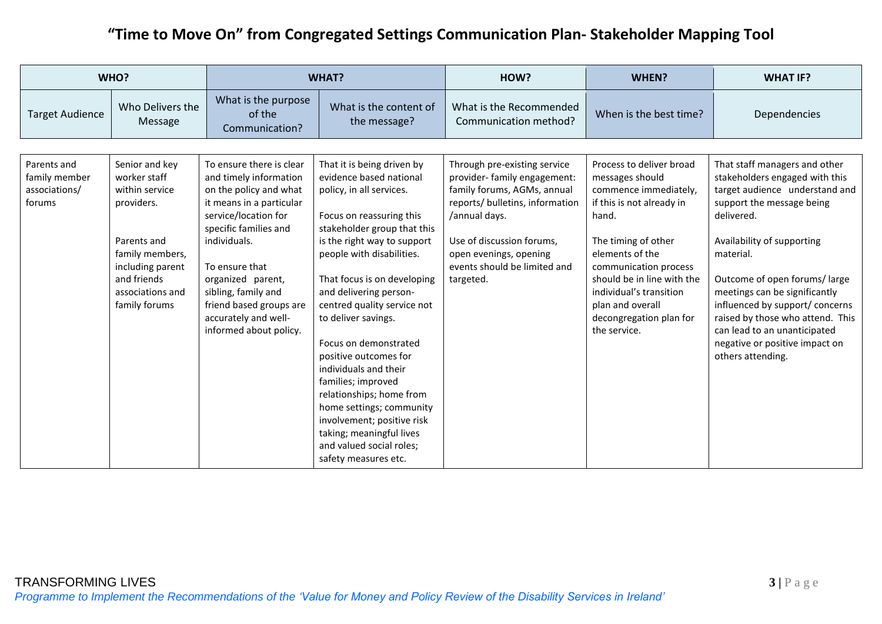# "Time to Move On" from Congregated Settings Communication Plan- Stakeholder Mapping Tool

| WHO? | | WHAT? | | HOW? | WHEN? | WHAT IF? |
|---|---|---|---|---|---|---|
| Target Audience | Who Delivers the Message | What is the purpose of the Communication? | What is the content of the message? | What is the Recommended Communication method? | When is the best time? | Dependencies |
| Parents and family member associations/ forums | Senior and key worker staff within service providers.<br><br>Parents and family members, including parent and friends associations and family forums | To ensure there is clear and timely information on the policy and what it means in a particular service/location for specific families and individuals.<br><br>To ensure that organized parent, sibling, family and friend based groups are accurately and well-informed about policy. | That it is being driven by evidence based national policy, in all services.<br><br>Focus on reassuring this stakeholder group that this is the right way to support people with disabilities.<br><br>That focus is on developing and delivering person-centred quality service not to deliver savings.<br><br>Focus on demonstrated positive outcomes for individuals and their families; improved relationships; home from home settings; community involvement; positive risk taking; meaningful lives and valued social roles; safety measures etc. | Through pre-existing service provider- family engagement: family forums, AGMs, annual reports/ bulletins, information /annual days.<br><br>Use of discussion forums, open evenings, opening events should be limited and targeted. | Process to deliver broad messages should commence immediately, if this is not already in hand.<br><br>The timing of other elements of the communication process should be in line with the individual's transition plan and overall decongregation plan for the service. | That staff managers and other stakeholders engaged with this target audience understand and support the message being delivered.<br><br>Availability of supporting material.<br><br>Outcome of open forums/ large meetings can be significantly influenced by support/ concerns raised by those who attend. This can lead to an unanticipated negative or positive impact on others attending. |

TRANSFORMING LIVES
*Programme to Implement the Recommendations of the 'Value for Money and Policy Review of the Disability Services in Ireland'*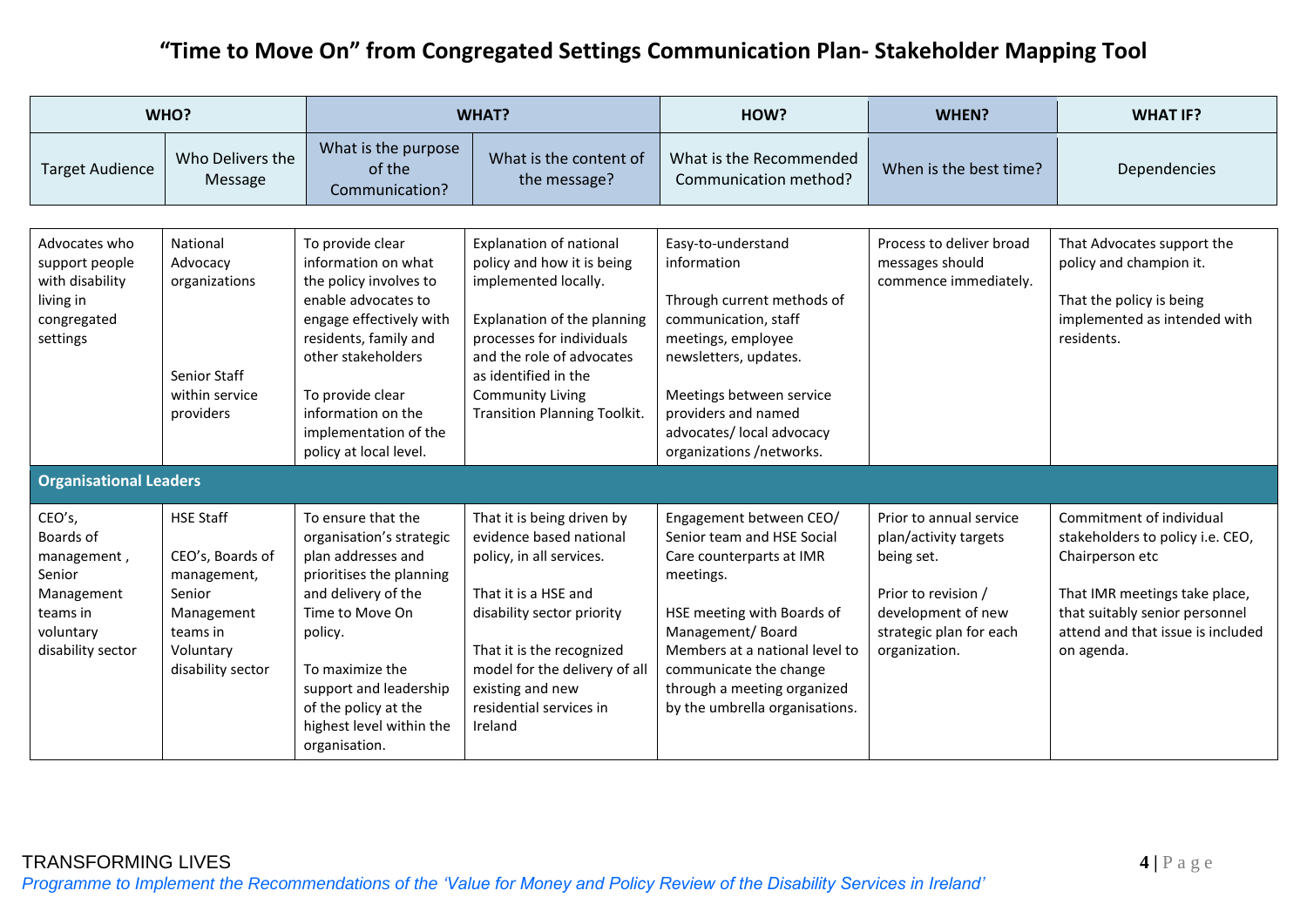# "Time to Move On" from Congregated Settings Communication Plan- Stakeholder Mapping Tool

| WHO? | | WHAT? | | HOW? | WHEN? | WHAT IF? |
|---|---|---|---|---|---|---|
| Target Audience | Who Delivers the Message | What is the purpose of the Communication? | What is the content of the message? | What is the Recommended Communication method? | When is the best time? | Dependencies |
| Advocates who support people with disability living in congregated settings | National Advocacy organizations<br><br>Senior Staff within service providers | To provide clear information on what the policy involves to enable advocates to engage effectively with residents, family and other stakeholders<br><br>To provide clear information on the implementation of the policy at local level. | Explanation of national policy and how it is being implemented locally.<br><br>Explanation of the planning processes for individuals and the role of advocates as identified in the Community Living Transition Planning Toolkit. | Easy-to-understand information<br><br>Through current methods of communication, staff meetings, employee newsletters, updates.<br><br>Meetings between service providers and named advocates/ local advocacy organizations /networks. | Process to deliver broad messages should commence immediately. | That Advocates support the policy and champion it.<br><br>That the policy is being implemented as intended with residents. |
| **Organisational Leaders** | | | | | | |
| CEO's, Boards of management , Senior Management teams in voluntary disability sector | HSE Staff<br><br>CEO's, Boards of management, Senior Management teams in Voluntary disability sector | To ensure that the organisation's strategic plan addresses and prioritises the planning and delivery of the Time to Move On policy.<br><br>To maximize the support and leadership of the policy at the highest level within the organisation. | That it is being driven by evidence based national policy, in all services.<br><br>That it is a HSE and disability sector priority<br><br>That it is the recognized model for the delivery of all existing and new residential services in Ireland | Engagement between CEO/ Senior team and HSE Social Care counterparts at IMR meetings.<br><br>HSE meeting with Boards of Management/ Board Members at a national level to communicate the change through a meeting organized by the umbrella organisations. | Prior to annual service plan/activity targets being set.<br><br>Prior to revision / development of new strategic plan for each organization. | Commitment of individual stakeholders to policy i.e. CEO, Chairperson etc<br><br>That IMR meetings take place, that suitably senior personnel attend and that issue is included on agenda. |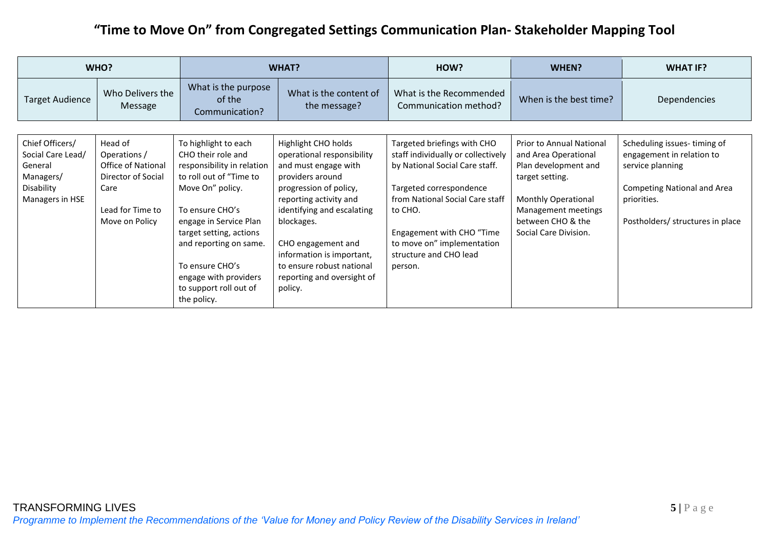# "Time to Move On" from Congregated Settings Communication Plan- Stakeholder Mapping Tool

| WHO? | | WHAT? | | HOW? | WHEN? | WHAT IF? |
|---|---|---|---|---|---|---|
| Target Audience | Who Delivers the Message | What is the purpose of the Communication? | What is the content of the message? | What is the Recommended Communication method? | When is the best time? | Dependencies |
| Chief Officers/ Social Care Lead/ General Managers/ Disability Managers in HSE | Head of Operations / Office of National Director of Social Care<br><br>Lead for Time to Move on Policy | To highlight to each CHO their role and responsibility in relation to roll out of "Time to Move On" policy.<br><br>To ensure CHO's engage in Service Plan target setting, actions and reporting on same.<br><br>To ensure CHO's engage with providers to support roll out of the policy. | Highlight CHO holds operational responsibility and must engage with providers around progression of policy, reporting activity and identifying and escalating blockages.<br><br>CHO engagement and information is important, to ensure robust national reporting and oversight of policy. | Targeted briefings with CHO staff individually or collectively by National Social Care staff.<br><br>Targeted correspondence from National Social Care staff to CHO.<br><br>Engagement with CHO "Time to move on" implementation structure and CHO lead person. | Prior to Annual National and Area Operational Plan development and target setting.<br><br>Monthly Operational Management meetings between CHO & the Social Care Division. | Scheduling issues- timing of engagement in relation to service planning<br><br>Competing National and Area priorities.<br><br>Postholders/ structures in place |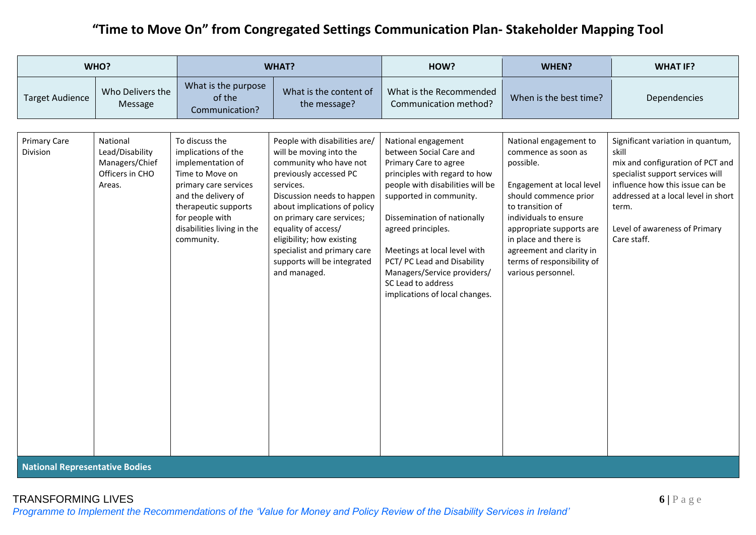# "Time to Move On" from Congregated Settings Communication Plan- Stakeholder Mapping Tool

| WHO? | | WHAT? | | HOW? | WHEN? | WHAT IF? |
|---|---|---|---|---|---|---|
| Target Audience | Who Delivers the Message | What is the purpose of the Communication? | What is the content of the message? | What is the Recommended Communication method? | When is the best time? | Dependencies |
| Primary Care Division | National Lead/Disability Managers/Chief Officers in CHO Areas. | To discuss the implications of the implementation of Time to Move on primary care services and the delivery of therapeutic supports for people with disabilities living in the community. | People with disabilities are/ will be moving into the community who have not previously accessed PC services.<br>Discussion needs to happen about implications of policy on primary care services; equality of access/ eligibility; how existing specialist and primary care supports will be integrated and managed. | National engagement between Social Care and Primary Care to agree principles with regard to how people with disabilities will be supported in community.<br><br>Dissemination of nationally agreed principles.<br><br>Meetings at local level with PCT/ PC Lead and Disability Managers/Service providers/ SC Lead to address implications of local changes. | National engagement to commence as soon as possible.<br><br>Engagement at local level should commence prior to transition of individuals to ensure appropriate supports are in place and there is agreement and clarity in terms of responsibility of various personnel. | Significant variation in quantum, skill mix and configuration of PCT and specialist support services will influence how this issue can be addressed at a local level in short term.<br><br>Level of awareness of Primary Care staff. |
| **National Representative Bodies** | | | | | | |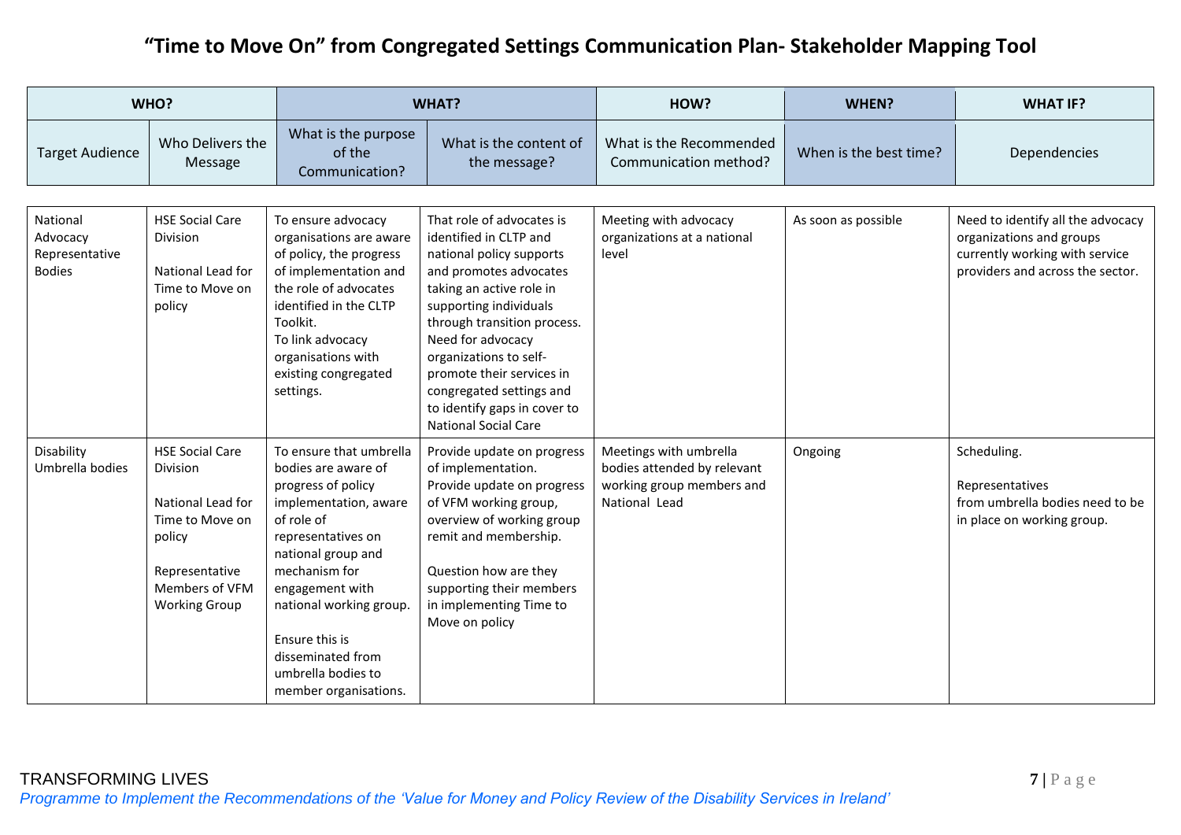# "Time to Move On" from Congregated Settings Communication Plan- Stakeholder Mapping Tool

| WHO? | | WHAT? | | HOW? | WHEN? | WHAT IF? |
|---|---|---|---|---|---|---|
| Target Audience | Who Delivers the Message | What is the purpose of the Communication? | What is the content of the message? | What is the Recommended Communication method? | When is the best time? | Dependencies |
| National Advocacy Representative Bodies | HSE Social Care Division<br><br>National Lead for Time to Move on policy | To ensure advocacy organisations are aware of policy, the progress of implementation and the role of advocates identified in the CLTP Toolkit.<br>To link advocacy organisations with existing congregated settings. | That role of advocates is identified in CLTP and national policy supports and promotes advocates taking an active role in supporting individuals through transition process. Need for advocacy organizations to self-promote their services in congregated settings and to identify gaps in cover to National Social Care | Meeting with advocacy organizations at a national level | As soon as possible | Need to identify all the advocacy organizations and groups currently working with service providers and across the sector. |
| Disability Umbrella bodies | HSE Social Care Division<br><br>National Lead for Time to Move on policy<br><br>Representative Members of VFM Working Group | To ensure that umbrella bodies are aware of progress of policy implementation, aware of role of representatives on national group and mechanism for engagement with national working group.<br><br>Ensure this is disseminated from umbrella bodies to member organisations. | Provide update on progress of implementation.<br>Provide update on progress of VFM working group, overview of working group remit and membership.<br><br>Question how are they supporting their members in implementing Time to Move on policy | Meetings with umbrella bodies attended by relevant working group members and National Lead | Ongoing | Scheduling.<br><br>Representatives from umbrella bodies need to be in place on working group. |

TRANSFORMING LIVES
*Programme to Implement the Recommendations of the 'Value for Money and Policy Review of the Disability Services in Ireland'*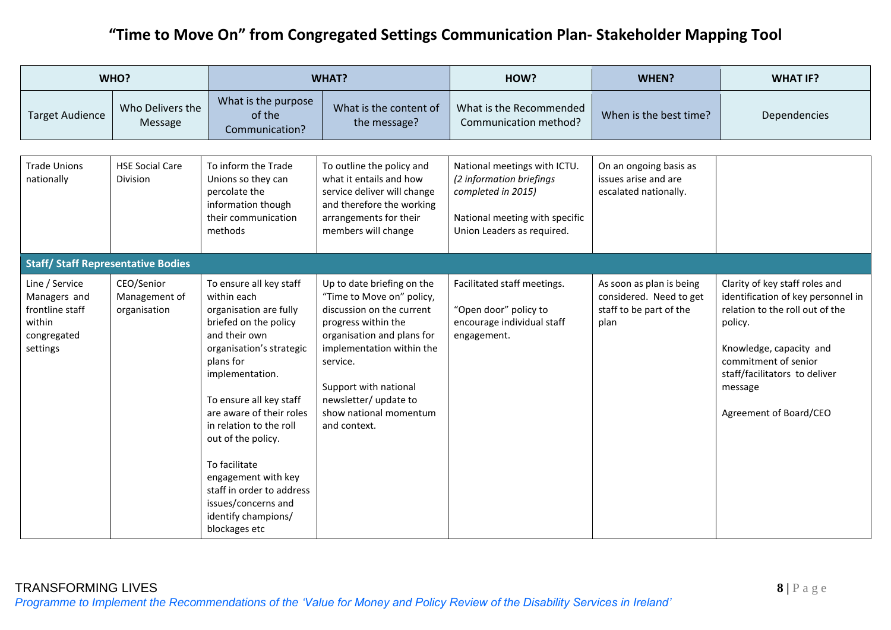# "Time to Move On" from Congregated Settings Communication Plan- Stakeholder Mapping Tool

| WHO? | | WHAT? | | HOW? | WHEN? | WHAT IF? |
|---|---|---|---|---|---|---|
| Target Audience | Who Delivers the Message | What is the purpose of the Communication? | What is the content of the message? | What is the Recommended Communication method? | When is the best time? | Dependencies |
| Trade Unions nationally | HSE Social Care Division | To inform the Trade Unions so they can percolate the information though their communication methods | To outline the policy and what it entails and how service deliver will change and therefore the working arrangements for their members will change | National meetings with ICTU. *(2 information briefings completed in 2015)*<br><br>National meeting with specific Union Leaders as required. | On an ongoing basis as issues arise and are escalated nationally. | |
| **Staff/ Staff Representative Bodies** | | | | | | |
| Line / Service Managers and frontline staff within congregated settings | CEO/Senior Management of organisation | To ensure all key staff within each organisation are fully briefed on the policy and their own organisation's strategic plans for implementation.<br><br>To ensure all key staff are aware of their roles in relation to the roll out of the policy.<br><br>To facilitate engagement with key staff in order to address issues/concerns and identify champions/ blockages etc | Up to date briefing on the "Time to Move on" policy, discussion on the current progress within the organisation and plans for implementation within the service.<br><br>Support with national newsletter/ update to show national momentum and context. | Facilitated staff meetings.<br><br>"Open door" policy to encourage individual staff engagement. | As soon as plan is being considered. Need to get staff to be part of the plan | Clarity of key staff roles and identification of key personnel in relation to the roll out of the policy.<br><br>Knowledge, capacity and commitment of senior staff/facilitators to deliver message<br><br>Agreement of Board/CEO |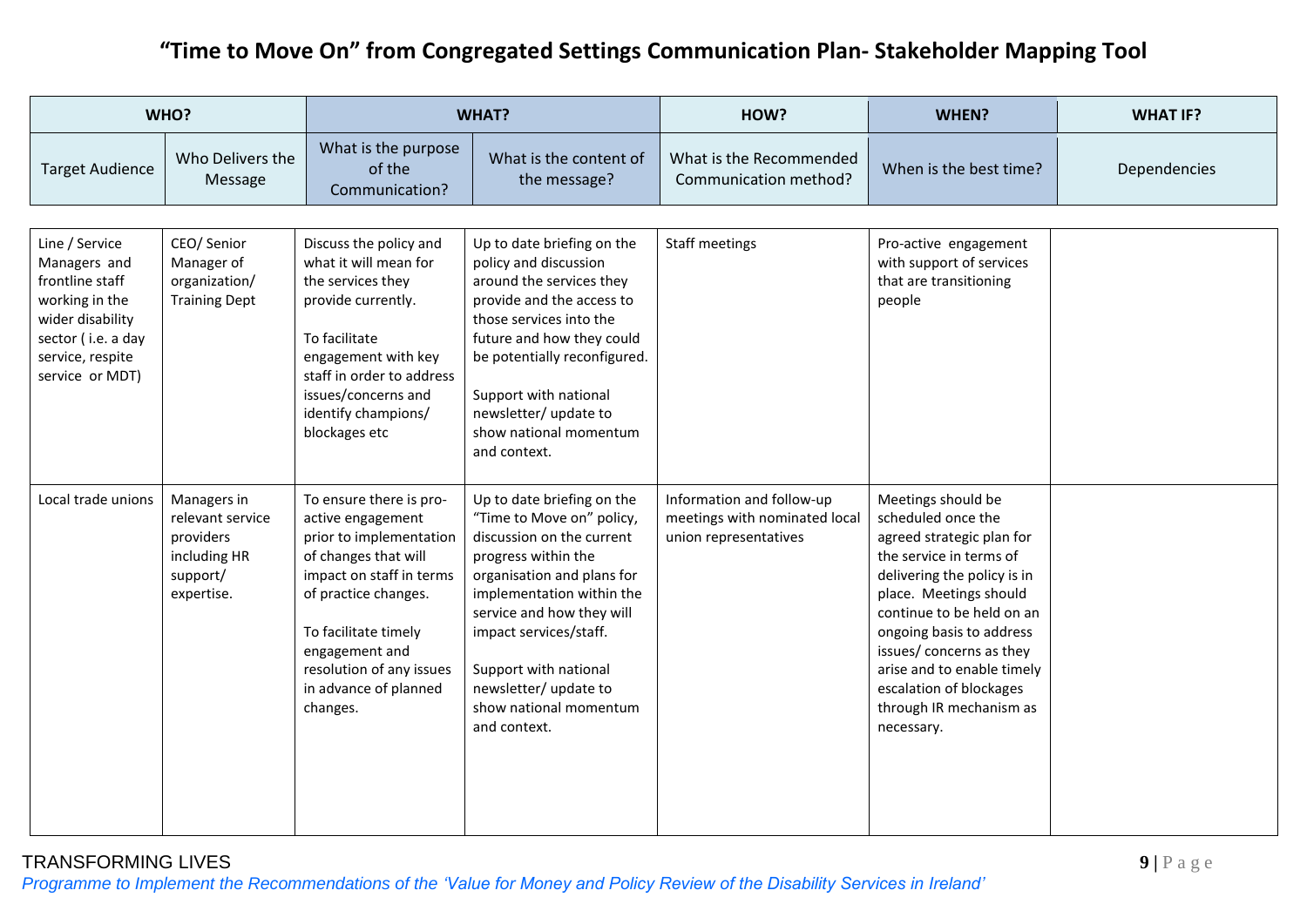# "Time to Move On" from Congregated Settings Communication Plan- Stakeholder Mapping Tool

| WHO? | | WHAT? | | HOW? | WHEN? | WHAT IF? |
|---|---|---|---|---|---|---|
| Target Audience | Who Delivers the Message | What is the purpose of the Communication? | What is the content of the message? | What is the Recommended Communication method? | When is the best time? | Dependencies |
| Line / Service Managers and frontline staff working in the wider disability sector ( i.e. a day service, respite service or MDT) | CEO/ Senior Manager of organization/ Training Dept | Discuss the policy and what it will mean for the services they provide currently.<br><br>To facilitate engagement with key staff in order to address issues/concerns and identify champions/ blockages etc | Up to date briefing on the policy and discussion around the services they provide and the access to those services into the future and how they could be potentially reconfigured.<br><br>Support with national newsletter/ update to show national momentum and context. | Staff meetings | Pro-active engagement with support of services that are transitioning people | |
| Local trade unions | Managers in relevant service providers including HR support/ expertise. | To ensure there is pro-active engagement prior to implementation of changes that will impact on staff in terms of practice changes.<br><br>To facilitate timely engagement and resolution of any issues in advance of planned changes. | Up to date briefing on the "Time to Move on" policy, discussion on the current progress within the organisation and plans for implementation within the service and how they will impact services/staff.<br><br>Support with national newsletter/ update to show national momentum and context. | Information and follow-up meetings with nominated local union representatives | Meetings should be scheduled once the agreed strategic plan for the service in terms of delivering the policy is in place. Meetings should continue to be held on an ongoing basis to address issues/ concerns as they arise and to enable timely escalation of blockages through IR mechanism as necessary. | |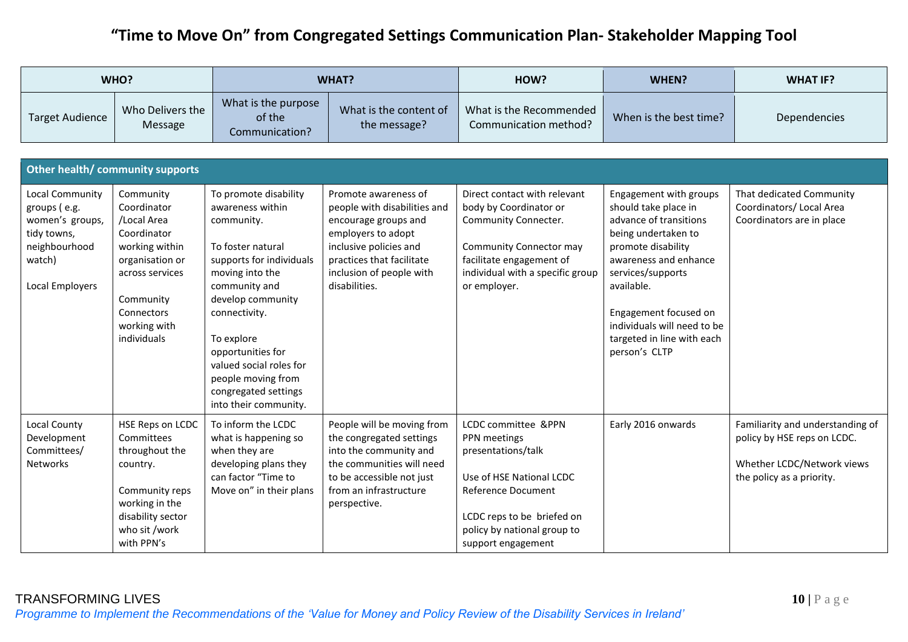# "Time to Move On" from Congregated Settings Communication Plan- Stakeholder Mapping Tool

| WHO? | | WHAT? | | HOW? | WHEN? | WHAT IF? |
|---|---|---|---|---|---|---|
| Target Audience | Who Delivers the Message | What is the purpose of the Communication? | What is the content of the message? | What is the Recommended Communication method? | When is the best time? | Dependencies |
| **Other health/ community supports** | | | | | | |
| Local Community groups ( e.g. women's groups, tidy towns, neighbourhood watch)<br><br>Local Employers | Community Coordinator /Local Area Coordinator working within organisation or across services<br><br>Community Connectors working with individuals | To promote disability awareness within community.<br><br>To foster natural supports for individuals moving into the community and develop community connectivity.<br><br>To explore opportunities for valued social roles for people moving from congregated settings into their community. | Promote awareness of people with disabilities and encourage groups and employers to adopt inclusive policies and practices that facilitate inclusion of people with disabilities. | Direct contact with relevant body by Coordinator or Community Connecter.<br><br>Community Connector may facilitate engagement of individual with a specific group or employer. | Engagement with groups should take place in advance of transitions being undertaken to promote disability awareness and enhance services/supports available.<br><br>Engagement focused on individuals will need to be targeted in line with each person's CLTP | That dedicated Community Coordinators/ Local Area Coordinators are in place |
| Local County Development Committees/ Networks | HSE Reps on LCDC Committees throughout the country.<br><br>Community reps working in the disability sector who sit /work with PPN's | To inform the LCDC what is happening so when they are developing plans they can factor "Time to Move on" in their plans | People will be moving from the congregated settings into the community and the communities will need to be accessible not just from an infrastructure perspective. | LCDC committee &PPN<br>PPN meetings<br>presentations/talk<br><br>Use of HSE National LCDC Reference Document<br><br>LCDC reps to be briefed on policy by national group to support engagement | Early 2016 onwards | Familiarity and understanding of policy by HSE reps on LCDC.<br><br>Whether LCDC/Network views the policy as a priority. |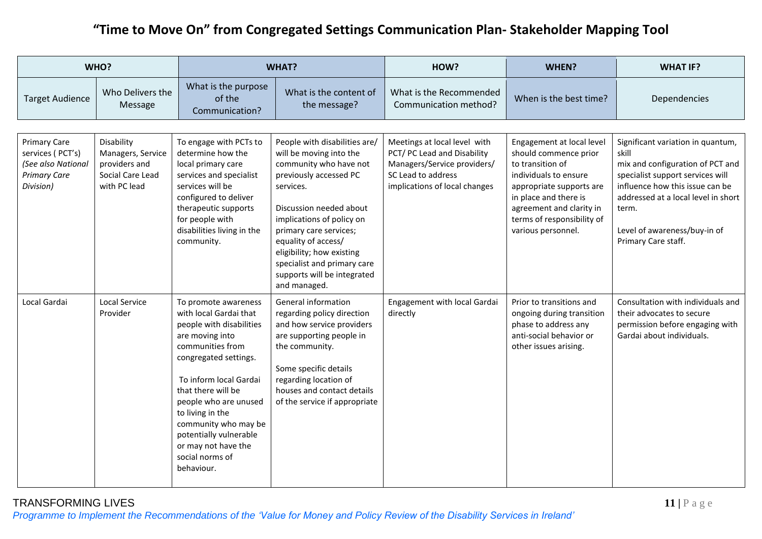# "Time to Move On" from Congregated Settings Communication Plan- Stakeholder Mapping Tool

| WHO? | | WHAT? | | HOW? | WHEN? | WHAT IF? |
|---|---|---|---|---|---|---|
| Target Audience | Who Delivers the Message | What is the purpose of the Communication? | What is the content of the message? | What is the Recommended Communication method? | When is the best time? | Dependencies |
| Primary Care services ( PCT's) *(See also National Primary Care Division)* | Disability Managers, Service providers and Social Care Lead with PC lead | To engage with PCTs to determine how the local primary care services and specialist services will be configured to deliver therapeutic supports for people with disabilities living in the community. | People with disabilities are/ will be moving into the community who have not previously accessed PC services.<br><br>Discussion needed about implications of policy on primary care services; equality of access/ eligibility; how existing specialist and primary care supports will be integrated and managed. | Meetings at local level with PCT/ PC Lead and Disability Managers/Service providers/ SC Lead to address implications of local changes | Engagement at local level should commence prior to transition of individuals to ensure appropriate supports are in place and there is agreement and clarity in terms of responsibility of various personnel. | Significant variation in quantum, skill mix and configuration of PCT and specialist support services will influence how this issue can be addressed at a local level in short term.<br><br>Level of awareness/buy-in of Primary Care staff. |
| Local Gardai | Local Service Provider | To promote awareness with local Gardai that people with disabilities are moving into communities from congregated settings.<br><br>To inform local Gardai that there will be people who are unused to living in the community who may be potentially vulnerable or may not have the social norms of behaviour. | General information regarding policy direction and how service providers are supporting people in the community.<br><br>Some specific details regarding location of houses and contact details of the service if appropriate | Engagement with local Gardai directly | Prior to transitions and ongoing during transition phase to address any anti-social behavior or other issues arising. | Consultation with individuals and their advocates to secure permission before engaging with Gardai about individuals. |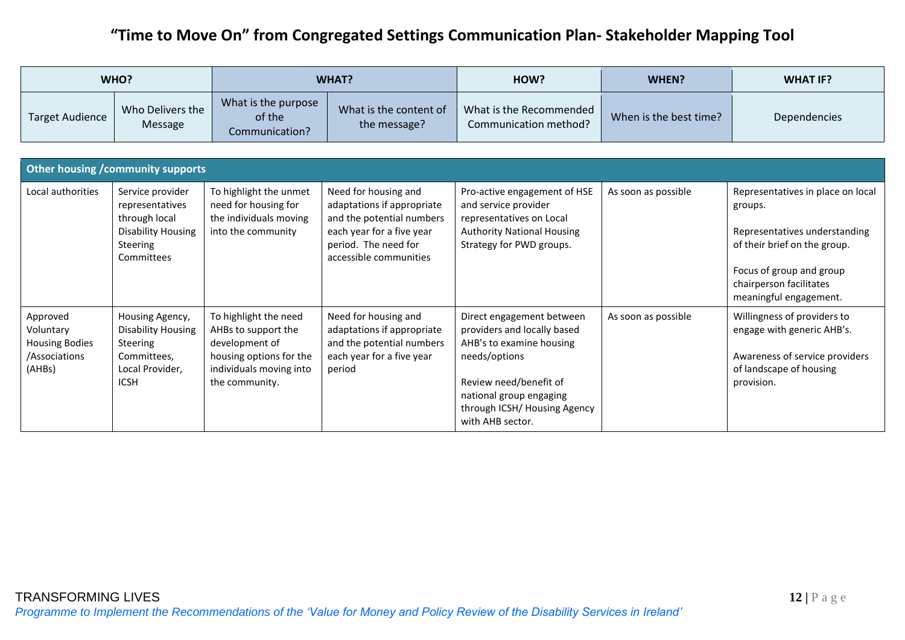# "Time to Move On" from Congregated Settings Communication Plan- Stakeholder Mapping Tool

| WHO? | | WHAT? | | HOW? | WHEN? | WHAT IF? |
|---|---|---|---|---|---|---|
| Target Audience | Who Delivers the Message | What is the purpose of the Communication? | What is the content of the message? | What is the Recommended Communication method? | When is the best time? | Dependencies |
| **Other housing /community supports** | | | | | | |
| Local authorities | Service provider representatives through local Disability Housing Steering Committees | To highlight the unmet need for housing for the individuals moving into the community | Need for housing and adaptations if appropriate and the potential numbers each year for a five year period. The need for accessible communities | Pro-active engagement of HSE and service provider representatives on Local Authority National Housing Strategy for PWD groups. | As soon as possible | Representatives in place on local groups.<br><br>Representatives understanding of their brief on the group.<br><br>Focus of group and group chairperson facilitates meaningful engagement. |
| Approved Voluntary Housing Bodies /Associations (AHBs) | Housing Agency, Disability Housing Steering Committees, Local Provider, ICSH | To highlight the need AHBs to support the development of housing options for the individuals moving into the community. | Need for housing and adaptations if appropriate and the potential numbers each year for a five year period | Direct engagement between providers and locally based AHB's to examine housing needs/options<br><br>Review need/benefit of national group engaging through ICSH/ Housing Agency with AHB sector. | As soon as possible | Willingness of providers to engage with generic AHB's.<br><br>Awareness of service providers of landscape of housing provision. |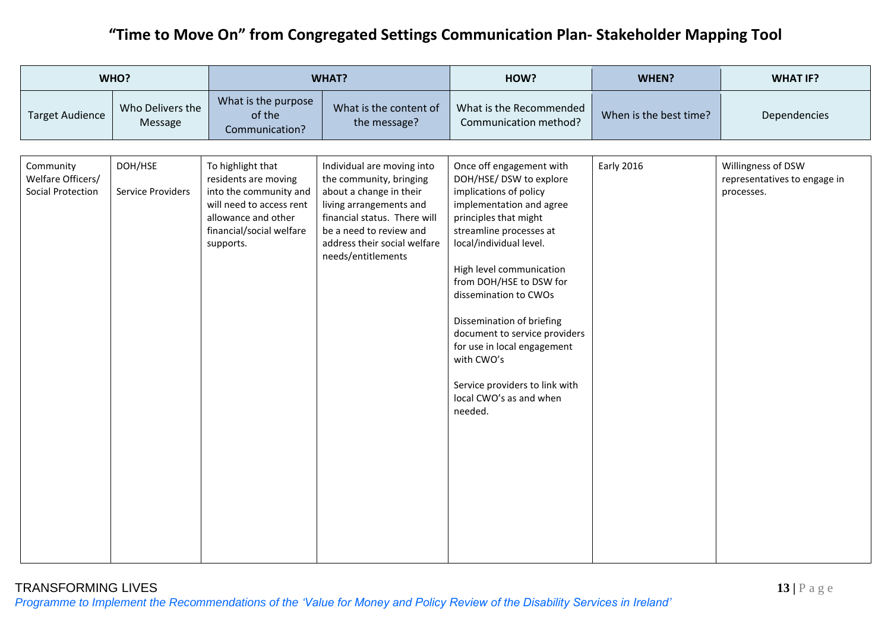# "Time to Move On" from Congregated Settings Communication Plan- Stakeholder Mapping Tool

| WHO? | | WHAT? | | HOW? | WHEN? | WHAT IF? |
|---|---|---|---|---|---|---|
| Target Audience | Who Delivers the Message | What is the purpose of the Communication? | What is the content of the message? | What is the Recommended Communication method? | When is the best time? | Dependencies |
| Community Welfare Officers/ Social Protection | DOH/HSE<br><br>Service Providers | To highlight that residents are moving into the community and will need to access rent allowance and other financial/social welfare supports. | Individual are moving into the community, bringing about a change in their living arrangements and financial status. There will be a need to review and address their social welfare needs/entitlements | Once off engagement with DOH/HSE/ DSW to explore implications of policy implementation and agree principles that might streamline processes at local/individual level.<br><br>High level communication from DOH/HSE to DSW for dissemination to CWOs<br><br>Dissemination of briefing document to service providers for use in local engagement with CWO's<br><br>Service providers to link with local CWO's as and when needed. | Early 2016 | Willingness of DSW representatives to engage in processes. |

TRANSFORMING LIVES
*Programme to Implement the Recommendations of the 'Value for Money and Policy Review of the Disability Services in Ireland'*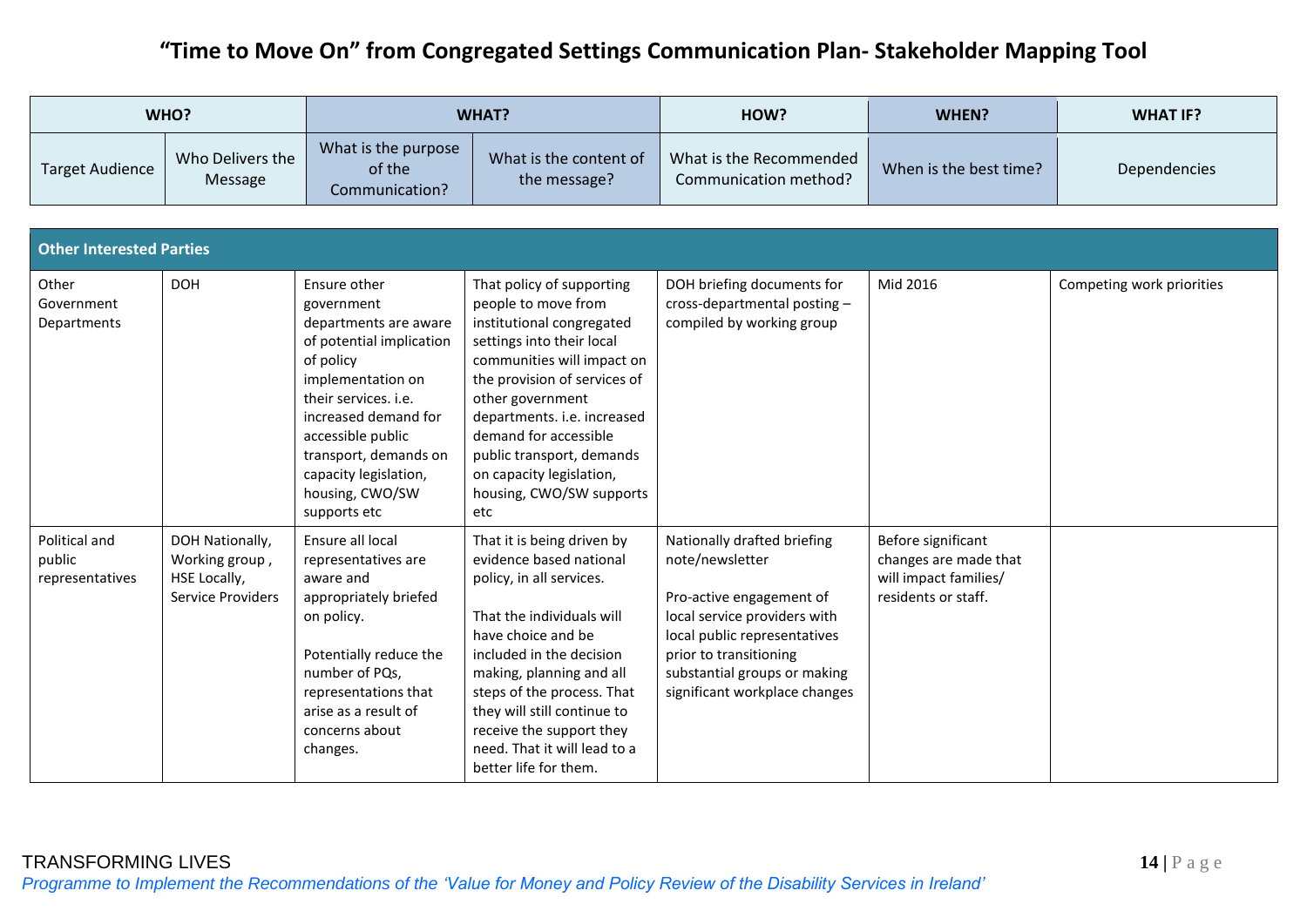# "Time to Move On" from Congregated Settings Communication Plan- Stakeholder Mapping Tool

| WHO? | | WHAT? | | HOW? | WHEN? | WHAT IF? |
|---|---|---|---|---|---|---|
| Target Audience | Who Delivers the Message | What is the purpose of the Communication? | What is the content of the message? | What is the Recommended Communication method? | When is the best time? | Dependencies |
| **Other Interested Parties** | | | | | | |
| Other Government Departments | DOH | Ensure other government departments are aware of potential implication of policy implementation on their services. i.e. increased demand for accessible public transport, demands on capacity legislation, housing, CWO/SW supports etc | That policy of supporting people to move from institutional congregated settings into their local communities will impact on the provision of services of other government departments. i.e. increased demand for accessible public transport, demands on capacity legislation, housing, CWO/SW supports etc | DOH briefing documents for cross-departmental posting – compiled by working group | Mid 2016 | Competing work priorities |
| Political and public representatives | DOH Nationally, Working group , HSE Locally, Service Providers | Ensure all local representatives are aware and appropriately briefed on policy.<br><br>Potentially reduce the number of PQs, representations that arise as a result of concerns about changes. | That it is being driven by evidence based national policy, in all services.<br><br>That the individuals will have choice and be included in the decision making, planning and all steps of the process. That they will still continue to receive the support they need. That it will lead to a better life for them. | Nationally drafted briefing note/newsletter<br><br>Pro-active engagement of local service providers with local public representatives prior to transitioning substantial groups or making significant workplace changes | Before significant changes are made that will impact families/ residents or staff. | |

TRANSFORMING LIVES

*Programme to Implement the Recommendations of the 'Value for Money and Policy Review of the Disability Services in Ireland'*